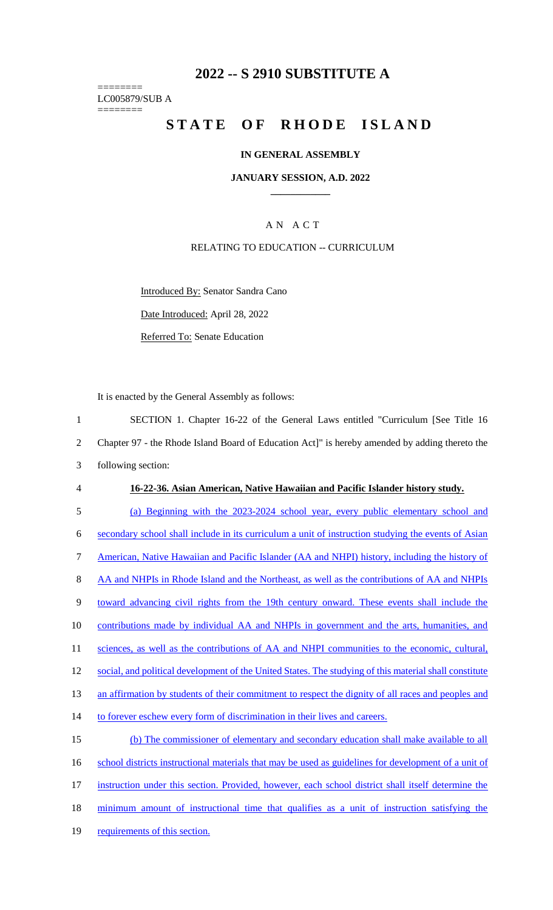# 2022 -- S 2910 SUBSTITUTE A

========
LC005879/SUB A
========

# STATE OF RHODE ISLAND

## IN GENERAL ASSEMBLY

### JANUARY SESSION, A.D. 2022

---

AN ACT

RELATING TO EDUCATION -- CURRICULUM

Introduced By: Senator Sandra Cano

Date Introduced: April 28, 2022

Referred To: Senate Education

It is enacted by the General Assembly as follows:

1 SECTION 1. Chapter 16-22 of the General Laws entitled "Curriculum [See Title 16
2 Chapter 97 - the Rhode Island Board of Education Act]" is hereby amended by adding thereto the
3 following section:

4 **16-22-36. Asian American, Native Hawaiian and Pacific Islander history study.**

5 (a) Beginning with the 2023-2024 school year, every public elementary school and
6 secondary school shall include in its curriculum a unit of instruction studying the events of Asian
7 American, Native Hawaiian and Pacific Islander (AA and NHPI) history, including the history of
8 AA and NHPIs in Rhode Island and the Northeast, as well as the contributions of AA and NHPIs
9 toward advancing civil rights from the 19th century onward. These events shall include the
10 contributions made by individual AA and NHPIs in government and the arts, humanities, and
11 sciences, as well as the contributions of AA and NHPI communities to the economic, cultural,
12 social, and political development of the United States. The studying of this material shall constitute
13 an affirmation by students of their commitment to respect the dignity of all races and peoples and
14 to forever eschew every form of discrimination in their lives and careers.

15 (b) The commissioner of elementary and secondary education shall make available to all
16 school districts instructional materials that may be used as guidelines for development of a unit of
17 instruction under this section. Provided, however, each school district shall itself determine the
18 minimum amount of instructional time that qualifies as a unit of instruction satisfying the
19 requirements of this section.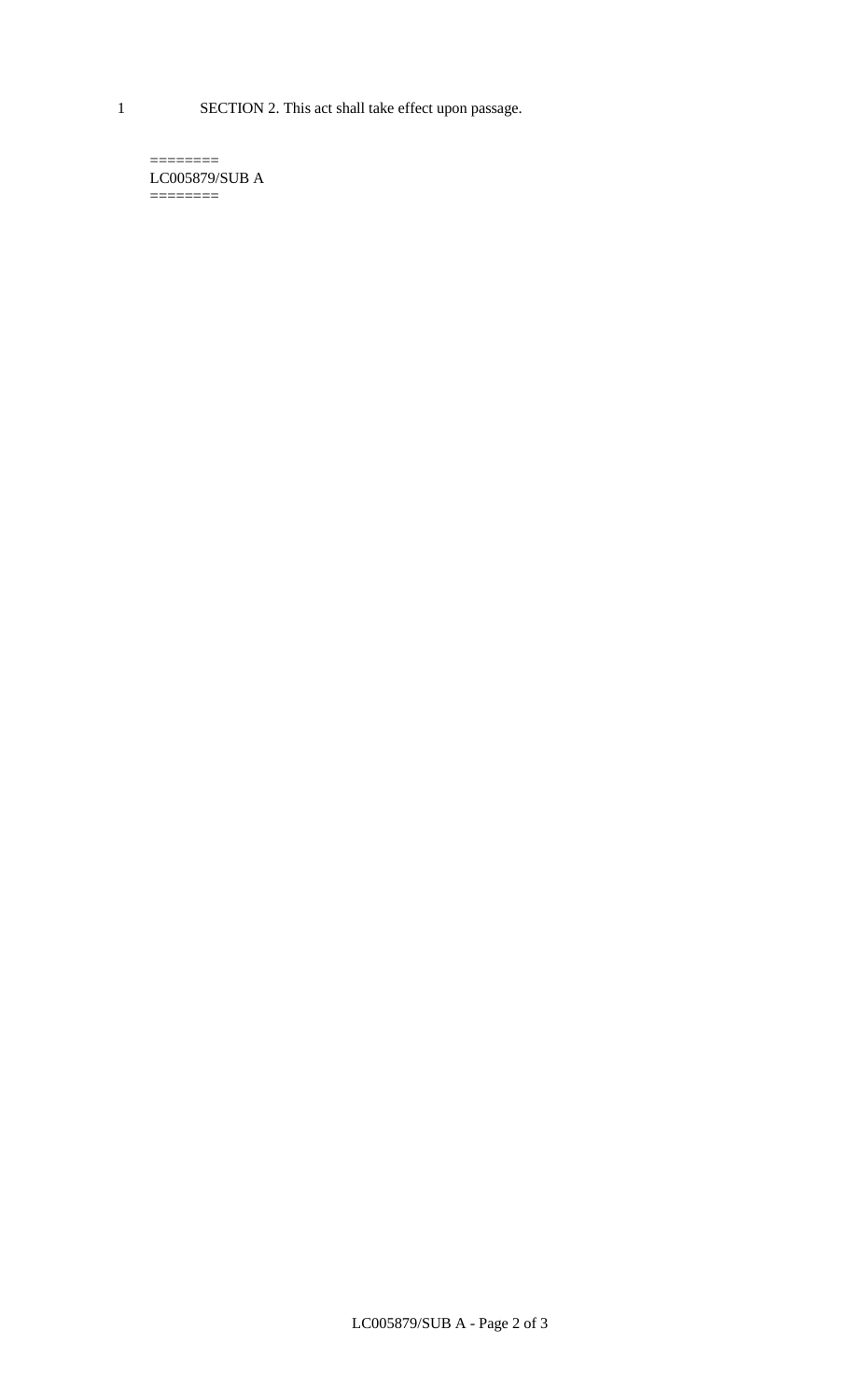SECTION 2. This act shall take effect upon passage.

========
LC005879/SUB A
========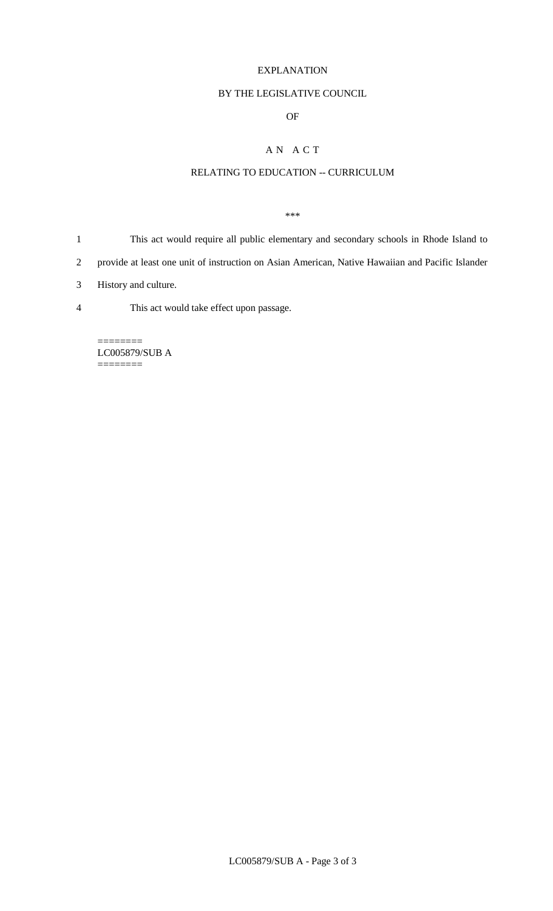EXPLANATION

BY THE LEGISLATIVE COUNCIL

OF

A N A C T

RELATING TO EDUCATION -- CURRICULUM

\*\*\*

1 This act would require all public elementary and secondary schools in Rhode Island to
2 provide at least one unit of instruction on Asian American, Native Hawaiian and Pacific Islander
3 History and culture.

4 This act would take effect upon passage.

========
LC005879/SUB A
========